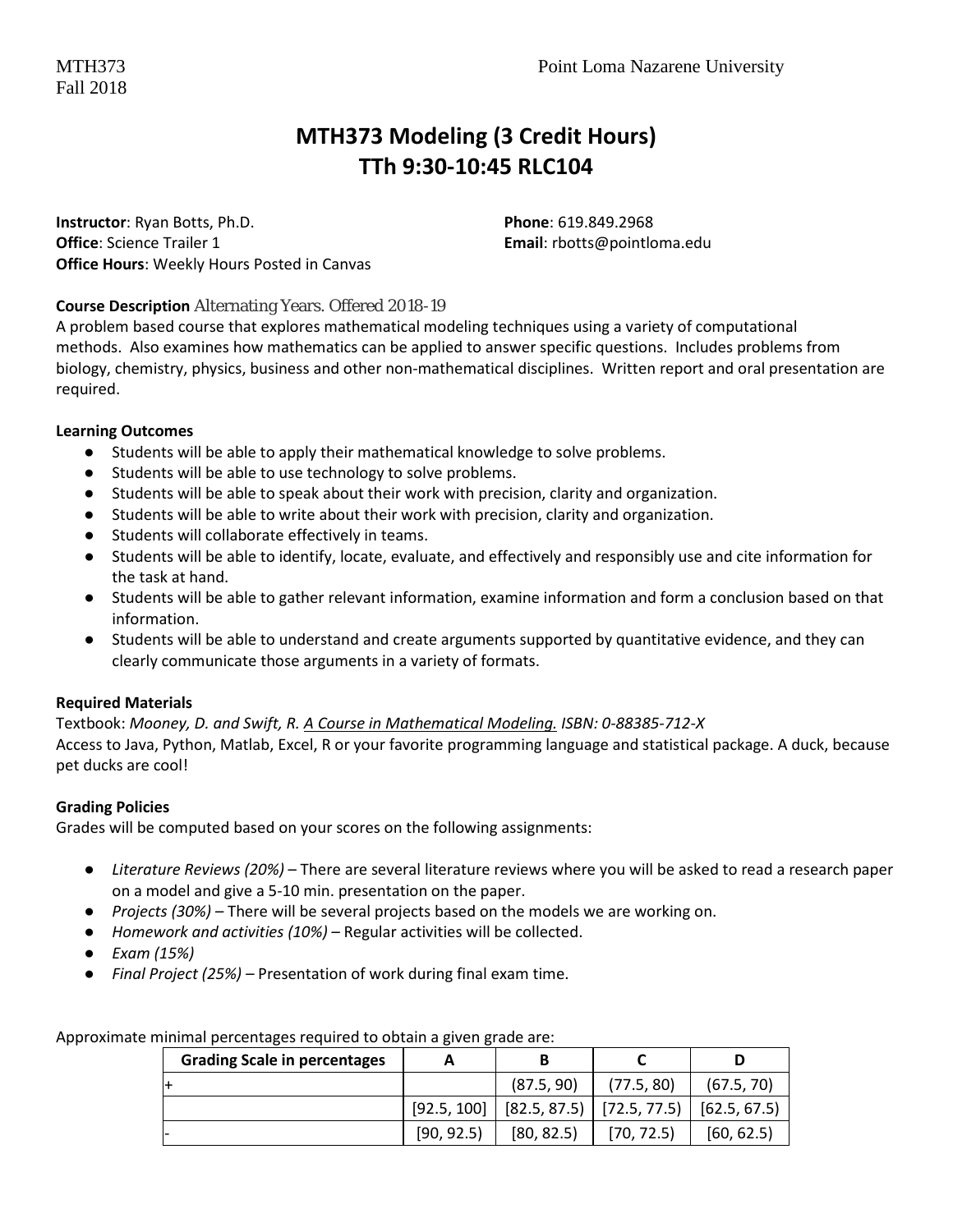# MTH373 Modeling (3 Credit Hours)
# TTh 9:30-10:45 RLC104

**Instructor**: Ryan Botts, Ph.D.
**Office**: Science Trailer 1
**Office Hours**: Weekly Hours Posted in Canvas
**Phone**: 619.849.2968
**Email**: rbotts@pointloma.edu

**Course Description** Alternating Years. Offered 2018-19

A problem based course that explores mathematical modeling techniques using a variety of computational methods. Also examines how mathematics can be applied to answer specific questions. Includes problems from biology, chemistry, physics, business and other non-mathematical disciplines. Written report and oral presentation are required.

**Learning Outcomes**

- Students will be able to apply their mathematical knowledge to solve problems.
- Students will be able to use technology to solve problems.
- Students will be able to speak about their work with precision, clarity and organization.
- Students will be able to write about their work with precision, clarity and organization.
- Students will collaborate effectively in teams.
- Students will be able to identify, locate, evaluate, and effectively and responsibly use and cite information for the task at hand.
- Students will be able to gather relevant information, examine information and form a conclusion based on that information.
- Students will be able to understand and create arguments supported by quantitative evidence, and they can clearly communicate those arguments in a variety of formats.

**Required Materials**

Textbook: *Mooney, D. and Swift, R.* *A Course in Mathematical Modeling.* *ISBN: 0-88385-712-X*
Access to Java, Python, Matlab, Excel, R or your favorite programming language and statistical package. A duck, because pet ducks are cool!

**Grading Policies**

Grades will be computed based on your scores on the following assignments:

- *Literature Reviews (20%)* – There are several literature reviews where you will be asked to read a research paper on a model and give a 5-10 min. presentation on the paper.
- *Projects (30%)* – There will be several projects based on the models we are working on.
- *Homework and activities (10%)* – Regular activities will be collected.
- *Exam (15%)*
- *Final Project (25%)* – Presentation of work during final exam time.

Approximate minimal percentages required to obtain a given grade are:

| Grading Scale in percentages | A | B | C | D |
|---|---|---|---|---|
| + | | (87.5, 90) | (77.5, 80) | (67.5, 70) |
| | [92.5, 100] | [82.5, 87.5) | [72.5, 77.5) | [62.5, 67.5) |
| - | [90, 92.5) | [80, 82.5) | [70, 72.5) | [60, 62.5) |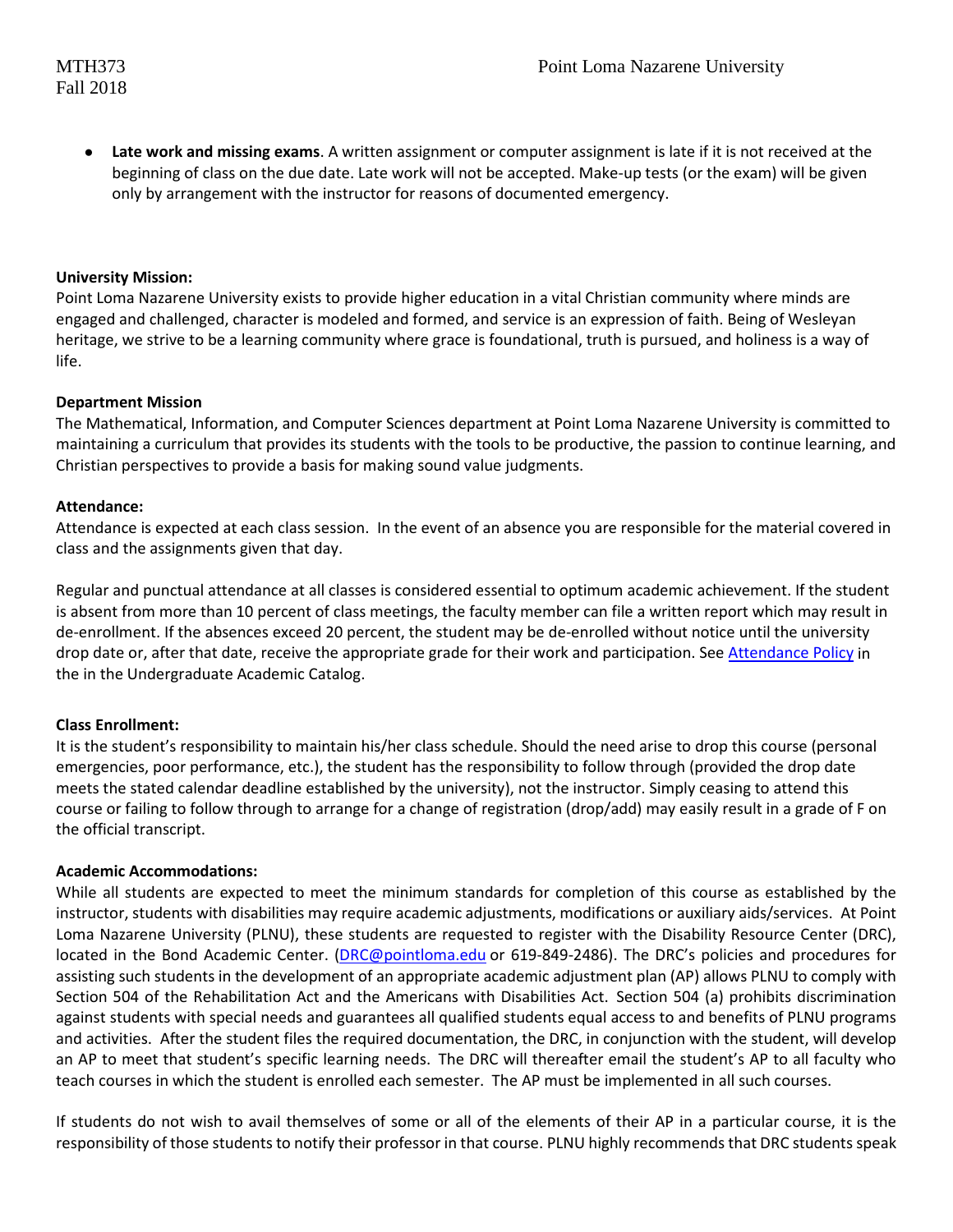- **Late work and missing exams**. A written assignment or computer assignment is late if it is not received at the beginning of class on the due date. Late work will not be accepted. Make-up tests (or the exam) will be given only by arrangement with the instructor for reasons of documented emergency.

**University Mission:**
Point Loma Nazarene University exists to provide higher education in a vital Christian community where minds are engaged and challenged, character is modeled and formed, and service is an expression of faith. Being of Wesleyan heritage, we strive to be a learning community where grace is foundational, truth is pursued, and holiness is a way of life.

**Department Mission**
The Mathematical, Information, and Computer Sciences department at Point Loma Nazarene University is committed to maintaining a curriculum that provides its students with the tools to be productive, the passion to continue learning, and Christian perspectives to provide a basis for making sound value judgments.

**Attendance:**
Attendance is expected at each class session. In the event of an absence you are responsible for the material covered in class and the assignments given that day.

Regular and punctual attendance at all classes is considered essential to optimum academic achievement. If the student is absent from more than 10 percent of class meetings, the faculty member can file a written report which may result in de-enrollment. If the absences exceed 20 percent, the student may be de-enrolled without notice until the university drop date or, after that date, receive the appropriate grade for their work and participation. See [Attendance Policy] in the in the Undergraduate Academic Catalog.

**Class Enrollment:**
It is the student's responsibility to maintain his/her class schedule. Should the need arise to drop this course (personal emergencies, poor performance, etc.), the student has the responsibility to follow through (provided the drop date meets the stated calendar deadline established by the university), not the instructor. Simply ceasing to attend this course or failing to follow through to arrange for a change of registration (drop/add) may easily result in a grade of F on the official transcript.

**Academic Accommodations:**
While all students are expected to meet the minimum standards for completion of this course as established by the instructor, students with disabilities may require academic adjustments, modifications or auxiliary aids/services. At Point Loma Nazarene University (PLNU), these students are requested to register with the Disability Resource Center (DRC), located in the Bond Academic Center. (DRC@pointloma.edu or 619-849-2486). The DRC's policies and procedures for assisting such students in the development of an appropriate academic adjustment plan (AP) allows PLNU to comply with Section 504 of the Rehabilitation Act and the Americans with Disabilities Act. Section 504 (a) prohibits discrimination against students with special needs and guarantees all qualified students equal access to and benefits of PLNU programs and activities. After the student files the required documentation, the DRC, in conjunction with the student, will develop an AP to meet that student's specific learning needs. The DRC will thereafter email the student's AP to all faculty who teach courses in which the student is enrolled each semester. The AP must be implemented in all such courses.

If students do not wish to avail themselves of some or all of the elements of their AP in a particular course, it is the responsibility of those students to notify their professor in that course. PLNU highly recommends that DRC students speak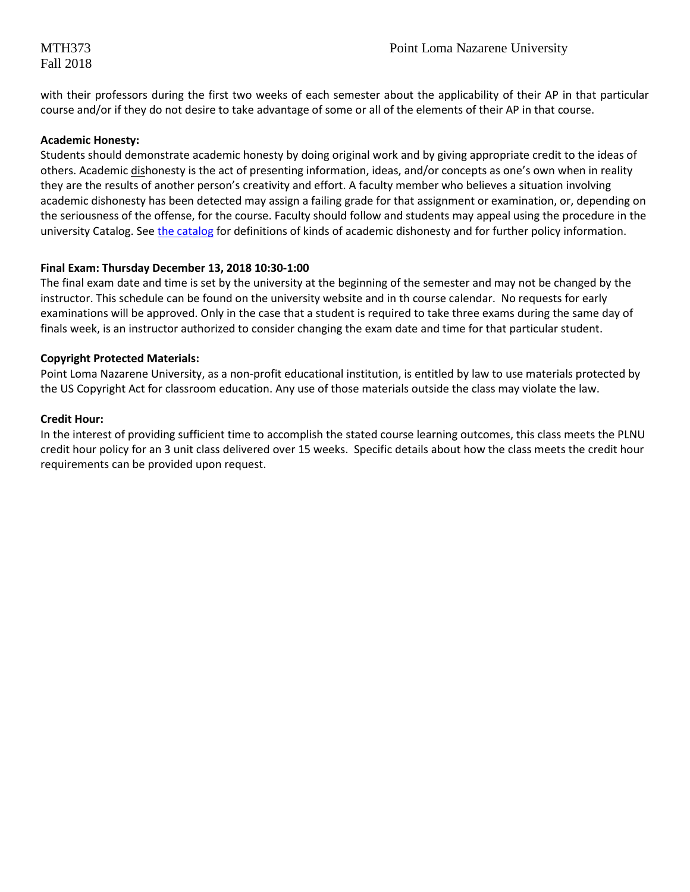with their professors during the first two weeks of each semester about the applicability of their AP in that particular course and/or if they do not desire to take advantage of some or all of the elements of their AP in that course.

**Academic Honesty:**

Students should demonstrate academic honesty by doing original work and by giving appropriate credit to the ideas of others. Academic dishonesty is the act of presenting information, ideas, and/or concepts as one's own when in reality they are the results of another person's creativity and effort. A faculty member who believes a situation involving academic dishonesty has been detected may assign a failing grade for that assignment or examination, or, depending on the seriousness of the offense, for the course. Faculty should follow and students may appeal using the procedure in the university Catalog. See the catalog for definitions of kinds of academic dishonesty and for further policy information.

**Final Exam: Thursday December 13, 2018 10:30-1:00**

The final exam date and time is set by the university at the beginning of the semester and may not be changed by the instructor. This schedule can be found on the university website and in th course calendar. No requests for early examinations will be approved. Only in the case that a student is required to take three exams during the same day of finals week, is an instructor authorized to consider changing the exam date and time for that particular student.

**Copyright Protected Materials:**

Point Loma Nazarene University, as a non-profit educational institution, is entitled by law to use materials protected by the US Copyright Act for classroom education. Any use of those materials outside the class may violate the law.

**Credit Hour:**

In the interest of providing sufficient time to accomplish the stated course learning outcomes, this class meets the PLNU credit hour policy for an 3 unit class delivered over 15 weeks. Specific details about how the class meets the credit hour requirements can be provided upon request.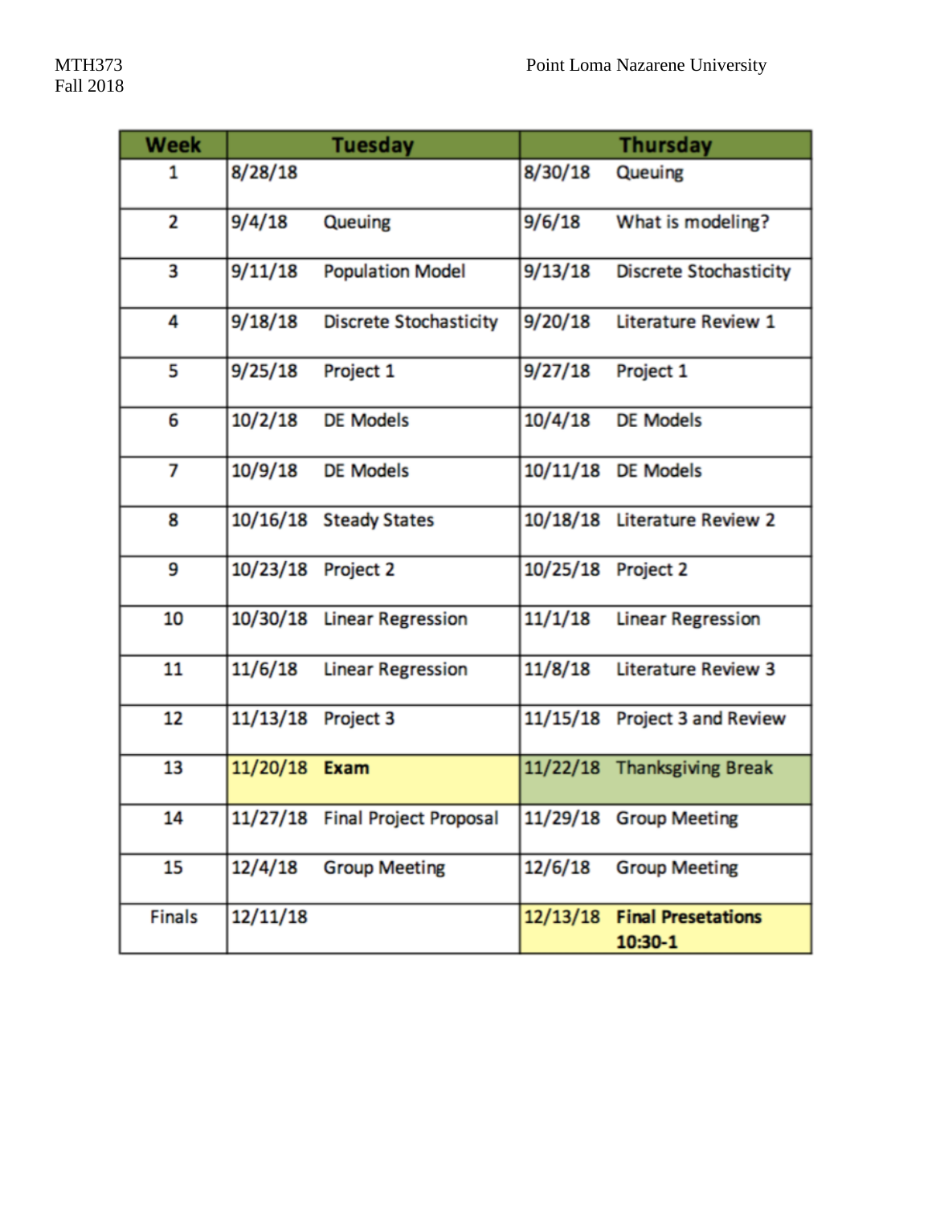MTH373
Fall 2018

Point Loma Nazarene University

| Week | Tuesday | | Thursday | |
|---|---|---|---|---|
| 1 | 8/28/18 | | 8/30/18 | Queuing |
| 2 | 9/4/18 | Queuing | 9/6/18 | What is modeling? |
| 3 | 9/11/18 | Population Model | 9/13/18 | Discrete Stochasticity |
| 4 | 9/18/18 | Discrete Stochasticity | 9/20/18 | Literature Review 1 |
| 5 | 9/25/18 | Project 1 | 9/27/18 | Project 1 |
| 6 | 10/2/18 | DE Models | 10/4/18 | DE Models |
| 7 | 10/9/18 | DE Models | 10/11/18 | DE Models |
| 8 | 10/16/18 | Steady States | 10/18/18 | Literature Review 2 |
| 9 | 10/23/18 | Project 2 | 10/25/18 | Project 2 |
| 10 | 10/30/18 | Linear Regression | 11/1/18 | Linear Regression |
| 11 | 11/6/18 | Linear Regression | 11/8/18 | Literature Review 3 |
| 12 | 11/13/18 | Project 3 | 11/15/18 | Project 3 and Review |
| 13 | 11/20/18 | **Exam** | 11/22/18 | Thanksgiving Break |
| 14 | 11/27/18 | Final Project Proposal | 11/29/18 | Group Meeting |
| 15 | 12/4/18 | Group Meeting | 12/6/18 | Group Meeting |
| Finals | 12/11/18 | | 12/13/18 | **Final Presetations 10:30-1** |